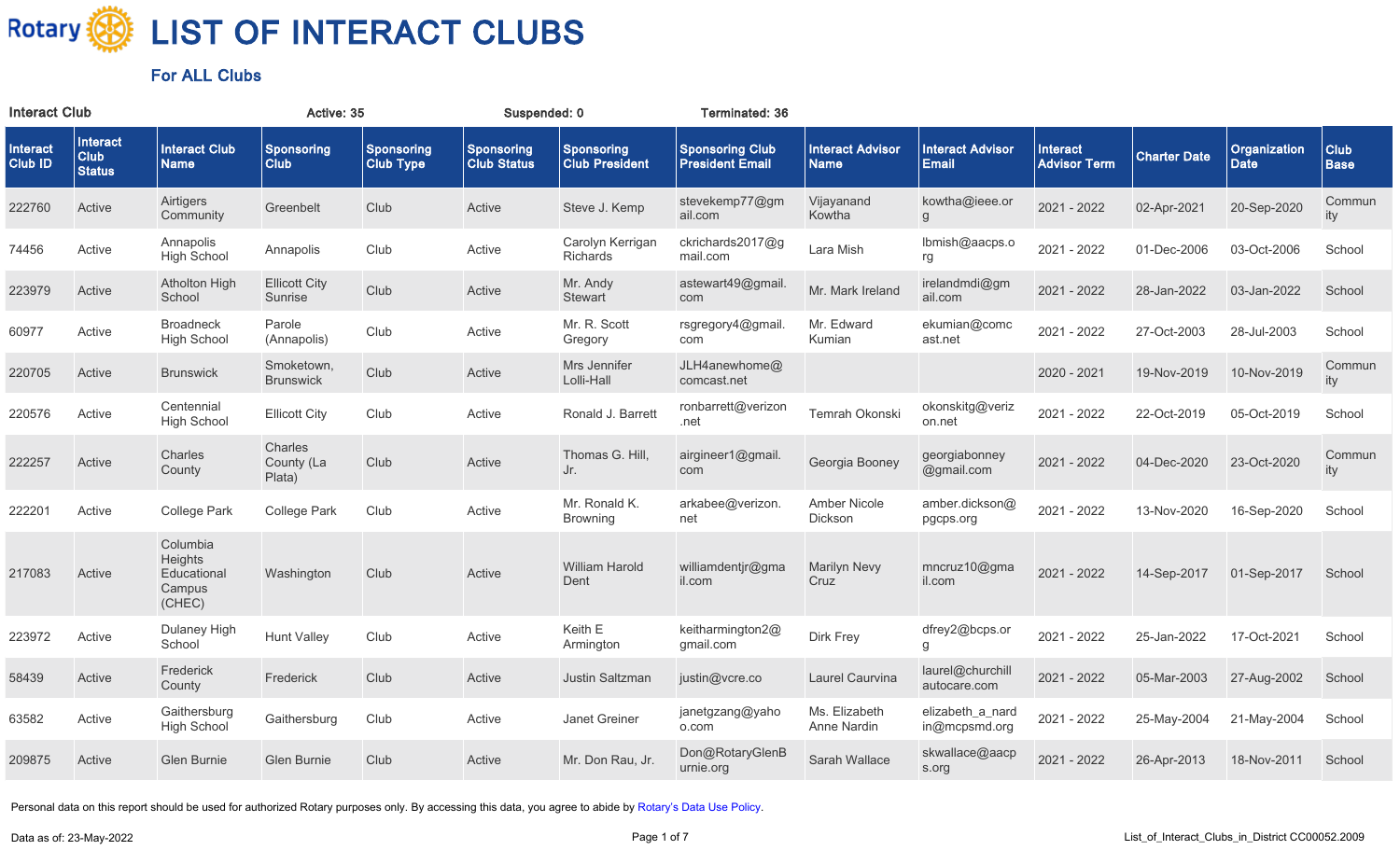# LIST OF INTERACT CLUBS

## For ALL Clubs

**Interact Club** **Active: 35** **Suspended: 0** **Terminated: 36**

| Interact Club ID | Interact Club Status | Interact Club Name | Sponsoring Club | Sponsoring Club Type | Sponsoring Club Status | Sponsoring Club President | Sponsoring Club President Email | Interact Advisor Name | Interact Advisor Email | Interact Advisor Term | Charter Date | Organization Date | Club Base |
|---|---|---|---|---|---|---|---|---|---|---|---|---|---|
| 222760 | Active | Airtigers Community | Greenbelt | Club | Active | Steve J. Kemp | stevekemp77@gmail.com | Vijayanand Kowtha | kowtha@ieee.org | 2021 - 2022 | 02-Apr-2021 | 20-Sep-2020 | Community |
| 74456 | Active | Annapolis High School | Annapolis | Club | Active | Carolyn Kerrigan Richards | ckrichards2017@gmail.com | Lara Mish | lbmish@aacps.org | 2021 - 2022 | 01-Dec-2006 | 03-Oct-2006 | School |
| 223979 | Active | Atholton High School | Ellicott City Sunrise | Club | Active | Mr. Andy Stewart | astewart49@gmail.com | Mr. Mark Ireland | irelandmdi@gmail.com | 2021 - 2022 | 28-Jan-2022 | 03-Jan-2022 | School |
| 60977 | Active | Broadneck High School | Parole (Annapolis) | Club | Active | Mr. R. Scott Gregory | rsgregory4@gmail.com | Mr. Edward Kumian | ekumian@comcast.net | 2021 - 2022 | 27-Oct-2003 | 28-Jul-2003 | School |
| 220705 | Active | Brunswick | Smoketown, Brunswick | Club | Active | Mrs Jennifer Lolli-Hall | JLH4anewhome@comcast.net | | | 2020 - 2021 | 19-Nov-2019 | 10-Nov-2019 | Community |
| 220576 | Active | Centennial High School | Ellicott City | Club | Active | Ronald J. Barrett | ronbarrett@verizon.net | Temrah Okonski | okonskitg@verizon.net | 2021 - 2022 | 22-Oct-2019 | 05-Oct-2019 | School |
| 222257 | Active | Charles County | Charles County (La Plata) | Club | Active | Thomas G. Hill, Jr. | airgineer1@gmail.com | Georgia Booney | georgiabonney@gmail.com | 2021 - 2022 | 04-Dec-2020 | 23-Oct-2020 | Community |
| 222201 | Active | College Park | College Park | Club | Active | Mr. Ronald K. Browning | arkabee@verizon.net | Amber Nicole Dickson | amber.dickson@pgcps.org | 2021 - 2022 | 13-Nov-2020 | 16-Sep-2020 | School |
| 217083 | Active | Columbia Heights Educational Campus (CHEC) | Washington | Club | Active | William Harold Dent | williamdentjr@gmail.com | Marilyn Nevy Cruz | mncruz10@gmail.com | 2021 - 2022 | 14-Sep-2017 | 01-Sep-2017 | School |
| 223972 | Active | Dulaney High School | Hunt Valley | Club | Active | Keith E Armington | keitharmington2@gmail.com | Dirk Frey | dfrey2@bcps.org | 2021 - 2022 | 25-Jan-2022 | 17-Oct-2021 | School |
| 58439 | Active | Frederick County | Frederick | Club | Active | Justin Saltzman | justin@vcre.co | Laurel Caurvina | laurel@churchillautocare.com | 2021 - 2022 | 05-Mar-2003 | 27-Aug-2002 | School |
| 63582 | Active | Gaithersburg High School | Gaithersburg | Club | Active | Janet Greiner | janetgzang@yahoo.com | Ms. Elizabeth Anne Nardin | elizabeth_a_nardin@mcpsmd.org | 2021 - 2022 | 25-May-2004 | 21-May-2004 | School |
| 209875 | Active | Glen Burnie | Glen Burnie | Club | Active | Mr. Don Rau, Jr. | Don@RotaryGlenBurnie.org | Sarah Wallace | skwallace@aacps.org | 2021 - 2022 | 26-Apr-2013 | 18-Nov-2011 | School |

Personal data on this report should be used for authorized Rotary purposes only. By accessing this data, you agree to abide by Rotary's Data Use Policy.

Data as of: 23-May-2022

List_of_Interact_Clubs_in_District CC00052.2009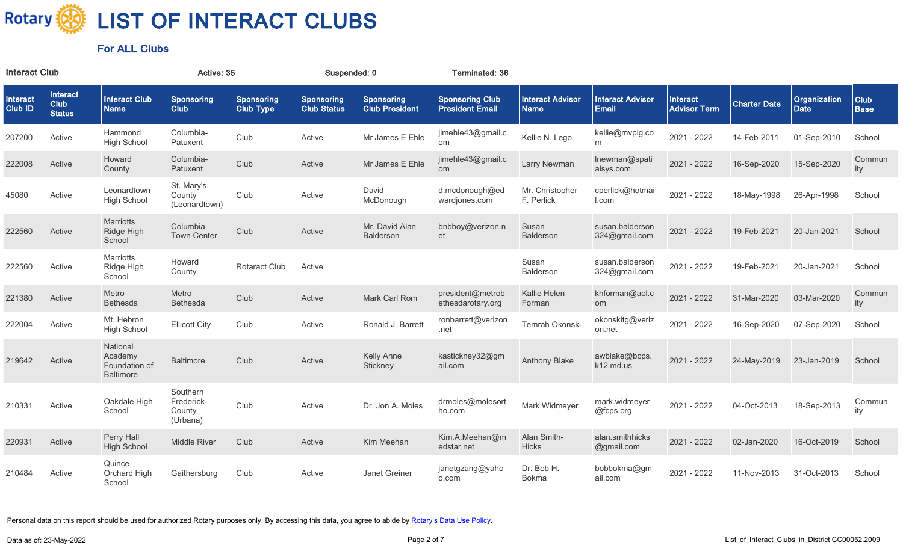# LIST OF INTERACT CLUBS

## For ALL Clubs

**Interact Club** | **Active: 35** | **Suspended: 0** | **Terminated: 36**

| Interact Club ID | Interact Club Status | Interact Club Name | Sponsoring Club | Sponsoring Club Type | Sponsoring Club Status | Sponsoring Club President | Sponsoring Club President Email | Interact Advisor Name | Interact Advisor Email | Interact Advisor Term | Charter Date | Organization Date | Club Base |
|---|---|---|---|---|---|---|---|---|---|---|---|---|---|
| 207200 | Active | Hammond High School | Columbia-Patuxent | Club | Active | Mr James E Ehle | jimehle43@gmail.com | Kellie N. Lego | kellie@mvplg.com | 2021 - 2022 | 14-Feb-2011 | 01-Sep-2010 | School |
| 222008 | Active | Howard County | Columbia-Patuxent | Club | Active | Mr James E Ehle | jimehle43@gmail.com | Larry Newman | lnewman@spatialsys.com | 2021 - 2022 | 16-Sep-2020 | 15-Sep-2020 | Community |
| 45080 | Active | Leonardtown High School | St. Mary's County (Leonardtown) | Club | Active | David McDonough | d.mcdonough@edwardjones.com | Mr. Christopher F. Perlick | cperlick@hotmail.com | 2021 - 2022 | 18-May-1998 | 26-Apr-1998 | School |
| 222560 | Active | Marriotts Ridge High School | Columbia Town Center | Club | Active | Mr. David Alan Balderson | bnbboy@verizon.net | Susan Balderson | susan.balderson324@gmail.com | 2021 - 2022 | 19-Feb-2021 | 20-Jan-2021 | School |
| 222560 | Active | Marriotts Ridge High School | Howard County | Rotaract Club | Active | | | Susan Balderson | susan.balderson324@gmail.com | 2021 - 2022 | 19-Feb-2021 | 20-Jan-2021 | School |
| 221380 | Active | Metro Bethesda | Metro Bethesda | Club | Active | Mark Carl Rom | president@metrobethesdarotary.org | Kallie Helen Forman | khforman@aol.com | 2021 - 2022 | 31-Mar-2020 | 03-Mar-2020 | Community |
| 222004 | Active | Mt. Hebron High School | Ellicott City | Club | Active | Ronald J. Barrett | ronbarrett@verizon.net | Temrah Okonski | okonskitg@verizon.net | 2021 - 2022 | 16-Sep-2020 | 07-Sep-2020 | School |
| 219642 | Active | National Academy Foundation of Baltimore | Baltimore | Club | Active | Kelly Anne Stickney | kastickney32@gmail.com | Anthony Blake | awblake@bcps.k12.md.us | 2021 - 2022 | 24-May-2019 | 23-Jan-2019 | School |
| 210331 | Active | Oakdale High School | Southern Frederick County (Urbana) | Club | Active | Dr. Jon A. Moles | drmoles@molesortho.com | Mark Widmeyer | mark.widmeyer@fcps.org | 2021 - 2022 | 04-Oct-2013 | 18-Sep-2013 | Community |
| 220931 | Active | Perry Hall High School | Middle River | Club | Active | Kim Meehan | Kim.A.Meehan@medstar.net | Alan Smith-Hicks | alan.smithhicks@gmail.com | 2021 - 2022 | 02-Jan-2020 | 16-Oct-2019 | School |
| 210484 | Active | Quince Orchard High School | Gaithersburg | Club | Active | Janet Greiner | janetgzang@yahoo.com | Dr. Bob H. Bokma | bobbokma@gmail.com | 2021 - 2022 | 11-Nov-2013 | 31-Oct-2013 | School |

Personal data on this report should be used for authorized Rotary purposes only. By accessing this data, you agree to abide by Rotary's Data Use Policy.

Data as of: 23-May-2022

List_of_Interact_Clubs_in_District CC00052.2009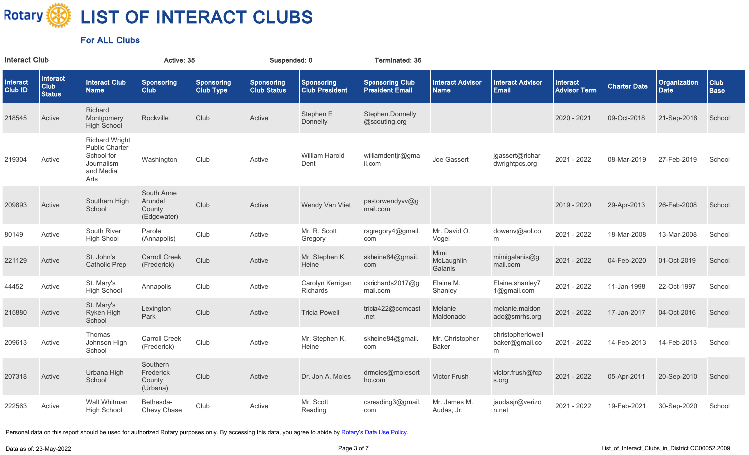# LIST OF INTERACT CLUBS

### For ALL Clubs

**Interact Club** **Active: 35** **Suspended: 0** **Terminated: 36**

| Interact Club ID | Interact Club Status | Interact Club Name | Sponsoring Club | Sponsoring Club Type | Sponsoring Club Status | Sponsoring Club President | Sponsoring Club President Email | Interact Advisor Name | Interact Advisor Email | Interact Advisor Term | Charter Date | Organization Date | Club Base |
|---|---|---|---|---|---|---|---|---|---|---|---|---|---|
| 218545 | Active | Richard Montgomery High School | Rockville | Club | Active | Stephen E Donnelly | Stephen.Donnelly@scouting.org | | | 2020 - 2021 | 09-Oct-2018 | 21-Sep-2018 | School |
| 219304 | Active | Richard Wright Public Charter School for Journalism and Media Arts | Washington | Club | Active | William Harold Dent | williamdentjr@gmail.com | Joe Gassert | jgassert@richardwrightpcs.org | 2021 - 2022 | 08-Mar-2019 | 27-Feb-2019 | School |
| 209893 | Active | Southern High School | South Anne Arundel County (Edgewater) | Club | Active | Wendy Van Vliet | pastorwendyvv@gmail.com | | | 2019 - 2020 | 29-Apr-2013 | 26-Feb-2008 | School |
| 80149 | Active | South River High Shool | Parole (Annapolis) | Club | Active | Mr. R. Scott Gregory | rsgregory4@gmail.com | Mr. David O. Vogel | dowenv@aol.com | 2021 - 2022 | 18-Mar-2008 | 13-Mar-2008 | School |
| 221129 | Active | St. John's Catholic Prep | Carroll Creek (Frederick) | Club | Active | Mr. Stephen K. Heine | skheine84@gmail.com | Mimi McLaughlin Galanis | mimigalanis@gmail.com | 2021 - 2022 | 04-Feb-2020 | 01-Oct-2019 | School |
| 44452 | Active | St. Mary's High School | Annapolis | Club | Active | Carolyn Kerrigan Richards | ckrichards2017@gmail.com | Elaine M. Shanley | Elaine.shanley71@gmail.com | 2021 - 2022 | 11-Jan-1998 | 22-Oct-1997 | School |
| 215880 | Active | St. Mary's Ryken High School | Lexington Park | Club | Active | Tricia Powell | tricia422@comcast.net | Melanie Maldonado | melanie.maldonado@smrhs.org | 2021 - 2022 | 17-Jan-2017 | 04-Oct-2016 | School |
| 209613 | Active | Thomas Johnson High School | Carroll Creek (Frederick) | Club | Active | Mr. Stephen K. Heine | skheine84@gmail.com | Mr. Christopher Baker | christopherlowellbaker@gmail.com | 2021 - 2022 | 14-Feb-2013 | 14-Feb-2013 | School |
| 207318 | Active | Urbana High School | Southern Frederick County (Urbana) | Club | Active | Dr. Jon A. Moles | drmoles@molesortho.com | Victor Frush | victor.frush@fcps.org | 2021 - 2022 | 05-Apr-2011 | 20-Sep-2010 | School |
| 222563 | Active | Walt Whitman High School | Bethesda-Chevy Chase | Club | Active | Mr. Scott Reading | csreading3@gmail.com | Mr. James M. Audas, Jr. | jaudasjr@verizon.net | 2021 - 2022 | 19-Feb-2021 | 30-Sep-2020 | School |

Personal data on this report should be used for authorized Rotary purposes only. By accessing this data, you agree to abide by Rotary's Data Use Policy.

Data as of: 23-May-2022

List_of_Interact_Clubs_in_District CC00052.2009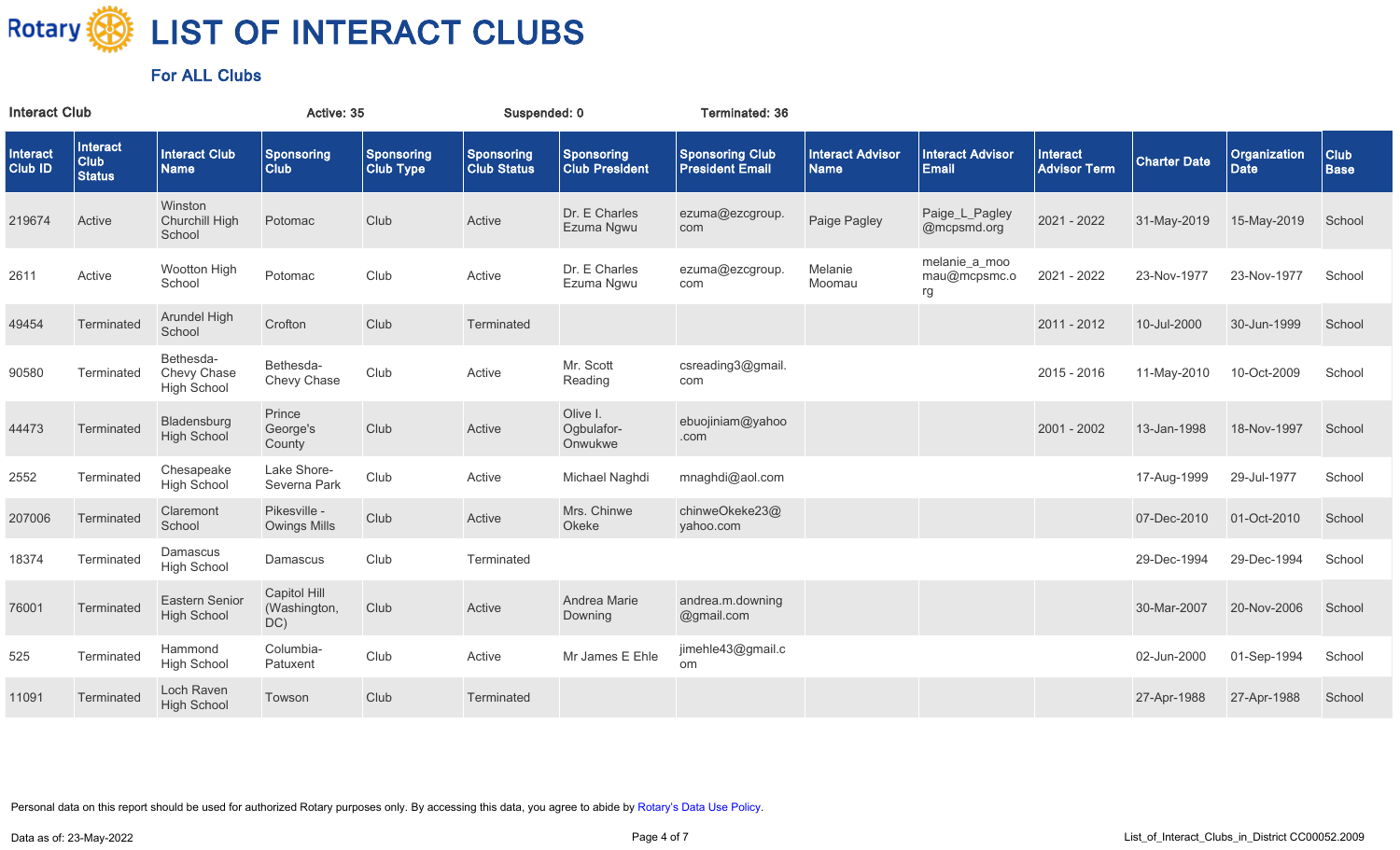# LIST OF INTERACT CLUBS

## For ALL Clubs

**Interact Club** **Active: 35** **Suspended: 0** **Terminated: 36**

| Interact Club ID | Interact Club Status | Interact Club Name | Sponsoring Club | Sponsoring Club Type | Sponsoring Club Status | Sponsoring Club President | Sponsoring Club President Email | Interact Advisor Name | Interact Advisor Email | Interact Advisor Term | Charter Date | Organization Date | Club Base |
|---|---|---|---|---|---|---|---|---|---|---|---|---|---|
| 219674 | Active | Winston Churchill High School | Potomac | Club | Active | Dr. E Charles Ezuma Ngwu | ezuma@ezcgroup.com | Paige Pagley | Paige_L_Pagley@mcpsmd.org | 2021 - 2022 | 31-May-2019 | 15-May-2019 | School |
| 2611 | Active | Wootton High School | Potomac | Club | Active | Dr. E Charles Ezuma Ngwu | ezuma@ezcgroup.com | Melanie Moomau | melanie_a_moomau@mcpsmc.org | 2021 - 2022 | 23-Nov-1977 | 23-Nov-1977 | School |
| 49454 | Terminated | Arundel High School | Crofton | Club | Terminated | | | | | 2011 - 2012 | 10-Jul-2000 | 30-Jun-1999 | School |
| 90580 | Terminated | Bethesda-Chevy Chase High School | Bethesda-Chevy Chase | Club | Active | Mr. Scott Reading | csreading3@gmail.com | | | 2015 - 2016 | 11-May-2010 | 10-Oct-2009 | School |
| 44473 | Terminated | Bladensburg High School | Prince George's County | Club | Active | Olive I. Ogbulafor-Onwukwe | ebuojiniam@yahoo.com | | | 2001 - 2002 | 13-Jan-1998 | 18-Nov-1997 | School |
| 2552 | Terminated | Chesapeake High School | Lake Shore-Severna Park | Club | Active | Michael Naghdi | mnaghdi@aol.com | | | | 17-Aug-1999 | 29-Jul-1977 | School |
| 207006 | Terminated | Claremont School | Pikesville - Owings Mills | Club | Active | Mrs. Chinwe Okeke | chinweOkeke23@yahoo.com | | | | 07-Dec-2010 | 01-Oct-2010 | School |
| 18374 | Terminated | Damascus High School | Damascus | Club | Terminated | | | | | | 29-Dec-1994 | 29-Dec-1994 | School |
| 76001 | Terminated | Eastern Senior High School | Capitol Hill (Washington, DC) | Club | Active | Andrea Marie Downing | andrea.m.downing@gmail.com | | | | 30-Mar-2007 | 20-Nov-2006 | School |
| 525 | Terminated | Hammond High School | Columbia-Patuxent | Club | Active | Mr James E Ehle | jimehle43@gmail.com | | | | 02-Jun-2000 | 01-Sep-1994 | School |
| 11091 | Terminated | Loch Raven High School | Towson | Club | Terminated | | | | | | 27-Apr-1988 | 27-Apr-1988 | School |

Personal data on this report should be used for authorized Rotary purposes only. By accessing this data, you agree to abide by Rotary's Data Use Policy.

Data as of: 23-May-2022

List_of_Interact_Clubs_in_District CC00052.2009